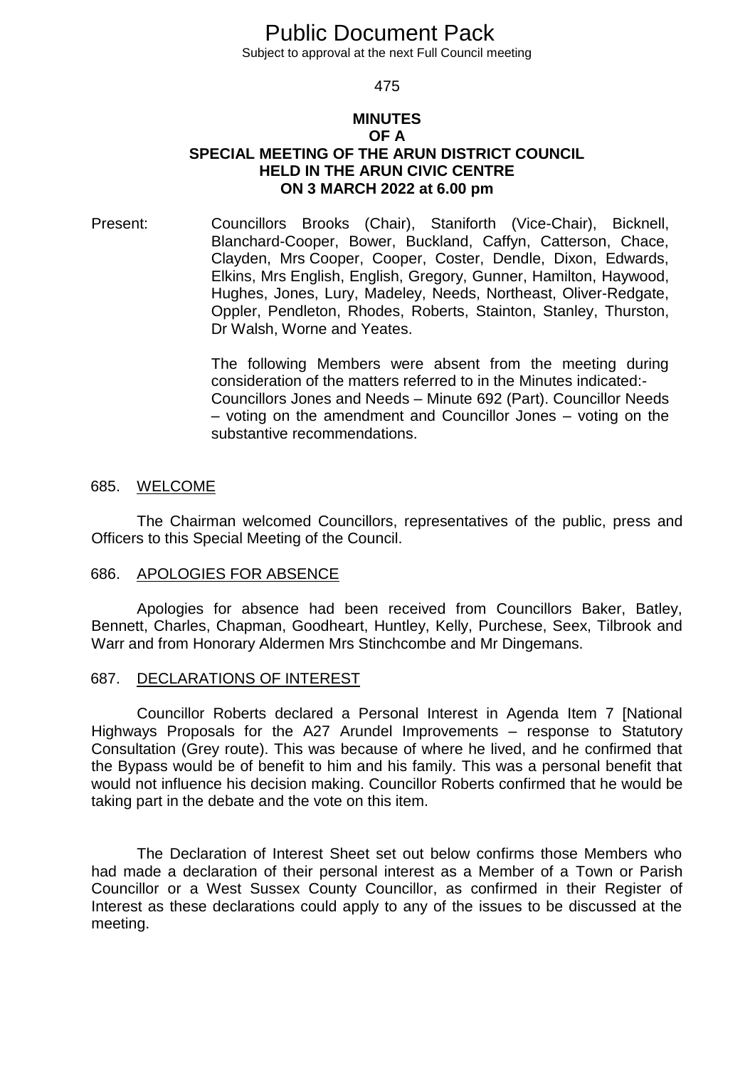# Public Document Pack

Subject to approval at the next Full Council meeting

**MINUTES**
**OF A**
**SPECIAL MEETING OF THE ARUN DISTRICT COUNCIL**
**HELD IN THE ARUN CIVIC CENTRE**
**ON 3 MARCH 2022 at 6.00 pm**

Present: Councillors Brooks (Chair), Staniforth (Vice-Chair), Bicknell, Blanchard-Cooper, Bower, Buckland, Caffyn, Catterson, Chace, Clayden, Mrs Cooper, Cooper, Coster, Dendle, Dixon, Edwards, Elkins, Mrs English, English, Gregory, Gunner, Hamilton, Haywood, Hughes, Jones, Lury, Madeley, Needs, Northeast, Oliver-Redgate, Oppler, Pendleton, Rhodes, Roberts, Stainton, Stanley, Thurston, Dr Walsh, Worne and Yeates.

The following Members were absent from the meeting during consideration of the matters referred to in the Minutes indicated:- Councillors Jones and Needs – Minute 692 (Part). Councillor Needs – voting on the amendment and Councillor Jones – voting on the substantive recommendations.

## 685. WELCOME

The Chairman welcomed Councillors, representatives of the public, press and Officers to this Special Meeting of the Council.

## 686. APOLOGIES FOR ABSENCE

Apologies for absence had been received from Councillors Baker, Batley, Bennett, Charles, Chapman, Goodheart, Huntley, Kelly, Purchese, Seex, Tilbrook and Warr and from Honorary Aldermen Mrs Stinchcombe and Mr Dingemans.

## 687. DECLARATIONS OF INTEREST

Councillor Roberts declared a Personal Interest in Agenda Item 7 [National Highways Proposals for the A27 Arundel Improvements – response to Statutory Consultation (Grey route). This was because of where he lived, and he confirmed that the Bypass would be of benefit to him and his family. This was a personal benefit that would not influence his decision making. Councillor Roberts confirmed that he would be taking part in the debate and the vote on this item.

The Declaration of Interest Sheet set out below confirms those Members who had made a declaration of their personal interest as a Member of a Town or Parish Councillor or a West Sussex County Councillor, as confirmed in their Register of Interest as these declarations could apply to any of the issues to be discussed at the meeting.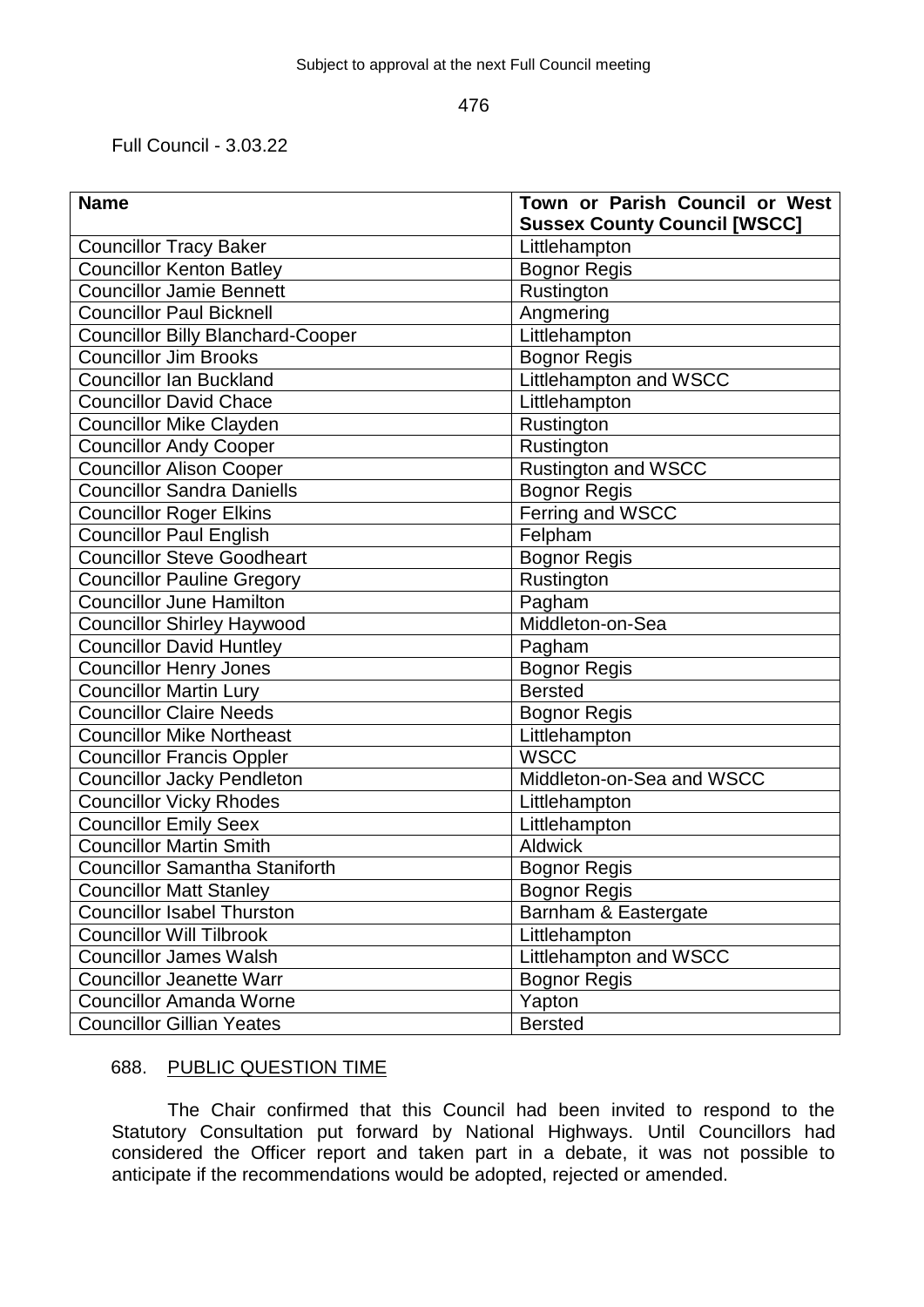Full Council - 3.03.22

| Name | Town or Parish Council or West Sussex County Council [WSCC] |
|---|---|
| Councillor Tracy Baker | Littlehampton |
| Councillor Kenton Batley | Bognor Regis |
| Councillor Jamie Bennett | Rustington |
| Councillor Paul Bicknell | Angmering |
| Councillor Billy Blanchard-Cooper | Littlehampton |
| Councillor Jim Brooks | Bognor Regis |
| Councillor Ian Buckland | Littlehampton and WSCC |
| Councillor David Chace | Littlehampton |
| Councillor Mike Clayden | Rustington |
| Councillor Andy Cooper | Rustington |
| Councillor Alison Cooper | Rustington and WSCC |
| Councillor Sandra Daniells | Bognor Regis |
| Councillor Roger Elkins | Ferring and WSCC |
| Councillor Paul English | Felpham |
| Councillor Steve Goodheart | Bognor Regis |
| Councillor Pauline Gregory | Rustington |
| Councillor June Hamilton | Pagham |
| Councillor Shirley Haywood | Middleton-on-Sea |
| Councillor David Huntley | Pagham |
| Councillor Henry Jones | Bognor Regis |
| Councillor Martin Lury | Bersted |
| Councillor Claire Needs | Bognor Regis |
| Councillor Mike Northeast | Littlehampton |
| Councillor Francis Oppler | WSCC |
| Councillor Jacky Pendleton | Middleton-on-Sea and WSCC |
| Councillor Vicky Rhodes | Littlehampton |
| Councillor Emily Seex | Littlehampton |
| Councillor Martin Smith | Aldwick |
| Councillor Samantha Staniforth | Bognor Regis |
| Councillor Matt Stanley | Bognor Regis |
| Councillor Isabel Thurston | Barnham & Eastergate |
| Councillor Will Tilbrook | Littlehampton |
| Councillor James Walsh | Littlehampton and WSCC |
| Councillor Jeanette Warr | Bognor Regis |
| Councillor Amanda Worne | Yapton |
| Councillor Gillian Yeates | Bersted |

## 688. PUBLIC QUESTION TIME

The Chair confirmed that this Council had been invited to respond to the Statutory Consultation put forward by National Highways. Until Councillors had considered the Officer report and taken part in a debate, it was not possible to anticipate if the recommendations would be adopted, rejected or amended.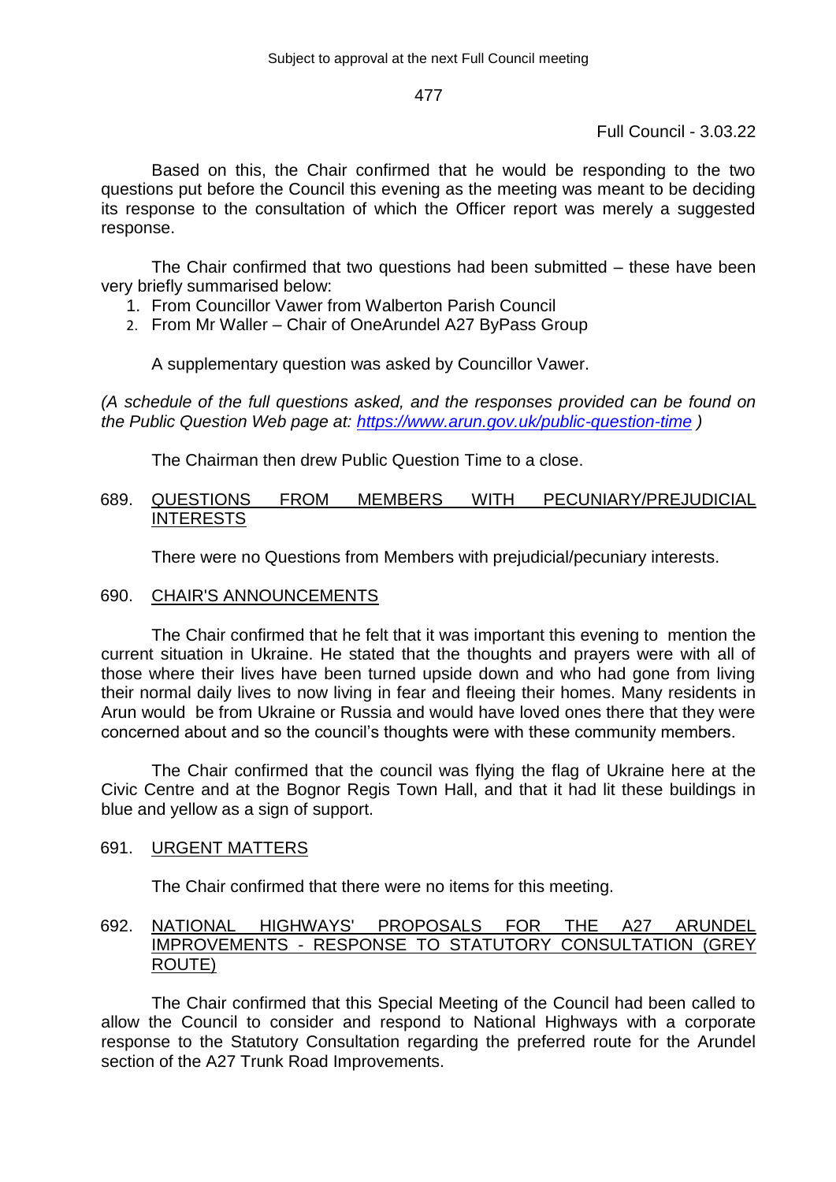Based on this, the Chair confirmed that he would be responding to the two questions put before the Council this evening as the meeting was meant to be deciding its response to the consultation of which the Officer report was merely a suggested response.

The Chair confirmed that two questions had been submitted – these have been very briefly summarised below:

1. From Councillor Vawer from Walberton Parish Council
2. From Mr Waller – Chair of OneArundel A27 ByPass Group

A supplementary question was asked by Councillor Vawer.

*(A schedule of the full questions asked, and the responses provided can be found on the Public Question Web page at: https://www.arun.gov.uk/public-question-time )*

The Chairman then drew Public Question Time to a close.

## 689. QUESTIONS FROM MEMBERS WITH PECUNIARY/PREJUDICIAL INTERESTS

There were no Questions from Members with prejudicial/pecuniary interests.

## 690. CHAIR'S ANNOUNCEMENTS

The Chair confirmed that he felt that it was important this evening to mention the current situation in Ukraine. He stated that the thoughts and prayers were with all of those where their lives have been turned upside down and who had gone from living their normal daily lives to now living in fear and fleeing their homes. Many residents in Arun would be from Ukraine or Russia and would have loved ones there that they were concerned about and so the council's thoughts were with these community members.

The Chair confirmed that the council was flying the flag of Ukraine here at the Civic Centre and at the Bognor Regis Town Hall, and that it had lit these buildings in blue and yellow as a sign of support.

## 691. URGENT MATTERS

The Chair confirmed that there were no items for this meeting.

## 692. NATIONAL HIGHWAYS' PROPOSALS FOR THE A27 ARUNDEL IMPROVEMENTS - RESPONSE TO STATUTORY CONSULTATION (GREY ROUTE)

The Chair confirmed that this Special Meeting of the Council had been called to allow the Council to consider and respond to National Highways with a corporate response to the Statutory Consultation regarding the preferred route for the Arundel section of the A27 Trunk Road Improvements.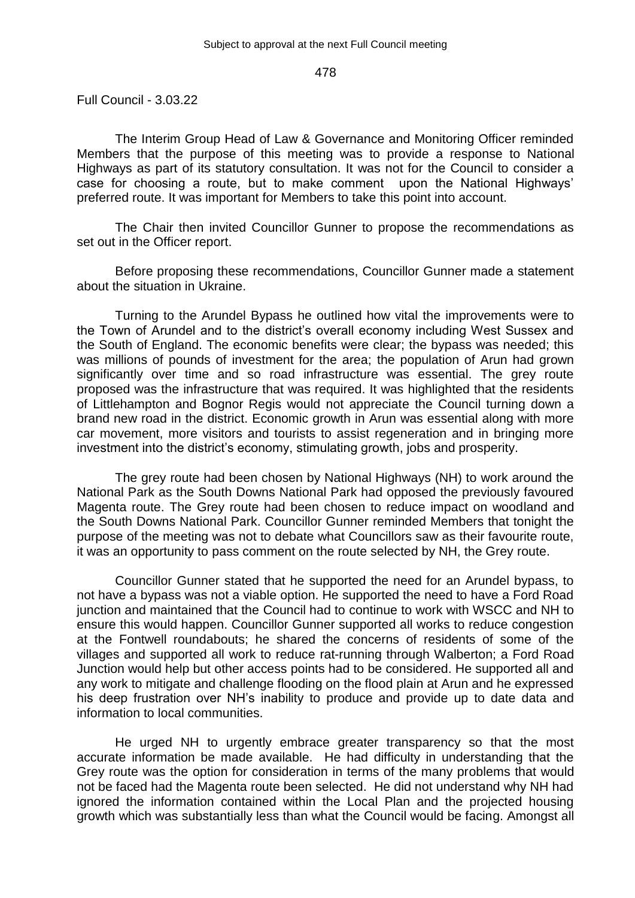Full Council - 3.03.22

The Interim Group Head of Law & Governance and Monitoring Officer reminded Members that the purpose of this meeting was to provide a response to National Highways as part of its statutory consultation. It was not for the Council to consider a case for choosing a route, but to make comment upon the National Highways' preferred route. It was important for Members to take this point into account.

The Chair then invited Councillor Gunner to propose the recommendations as set out in the Officer report.

Before proposing these recommendations, Councillor Gunner made a statement about the situation in Ukraine.

Turning to the Arundel Bypass he outlined how vital the improvements were to the Town of Arundel and to the district's overall economy including West Sussex and the South of England. The economic benefits were clear; the bypass was needed; this was millions of pounds of investment for the area; the population of Arun had grown significantly over time and so road infrastructure was essential. The grey route proposed was the infrastructure that was required. It was highlighted that the residents of Littlehampton and Bognor Regis would not appreciate the Council turning down a brand new road in the district. Economic growth in Arun was essential along with more car movement, more visitors and tourists to assist regeneration and in bringing more investment into the district's economy, stimulating growth, jobs and prosperity.

The grey route had been chosen by National Highways (NH) to work around the National Park as the South Downs National Park had opposed the previously favoured Magenta route. The Grey route had been chosen to reduce impact on woodland and the South Downs National Park. Councillor Gunner reminded Members that tonight the purpose of the meeting was not to debate what Councillors saw as their favourite route, it was an opportunity to pass comment on the route selected by NH, the Grey route.

Councillor Gunner stated that he supported the need for an Arundel bypass, to not have a bypass was not a viable option. He supported the need to have a Ford Road junction and maintained that the Council had to continue to work with WSCC and NH to ensure this would happen. Councillor Gunner supported all works to reduce congestion at the Fontwell roundabouts; he shared the concerns of residents of some of the villages and supported all work to reduce rat-running through Walberton; a Ford Road Junction would help but other access points had to be considered. He supported all and any work to mitigate and challenge flooding on the flood plain at Arun and he expressed his deep frustration over NH's inability to produce and provide up to date data and information to local communities.

He urged NH to urgently embrace greater transparency so that the most accurate information be made available. He had difficulty in understanding that the Grey route was the option for consideration in terms of the many problems that would not be faced had the Magenta route been selected. He did not understand why NH had ignored the information contained within the Local Plan and the projected housing growth which was substantially less than what the Council would be facing. Amongst all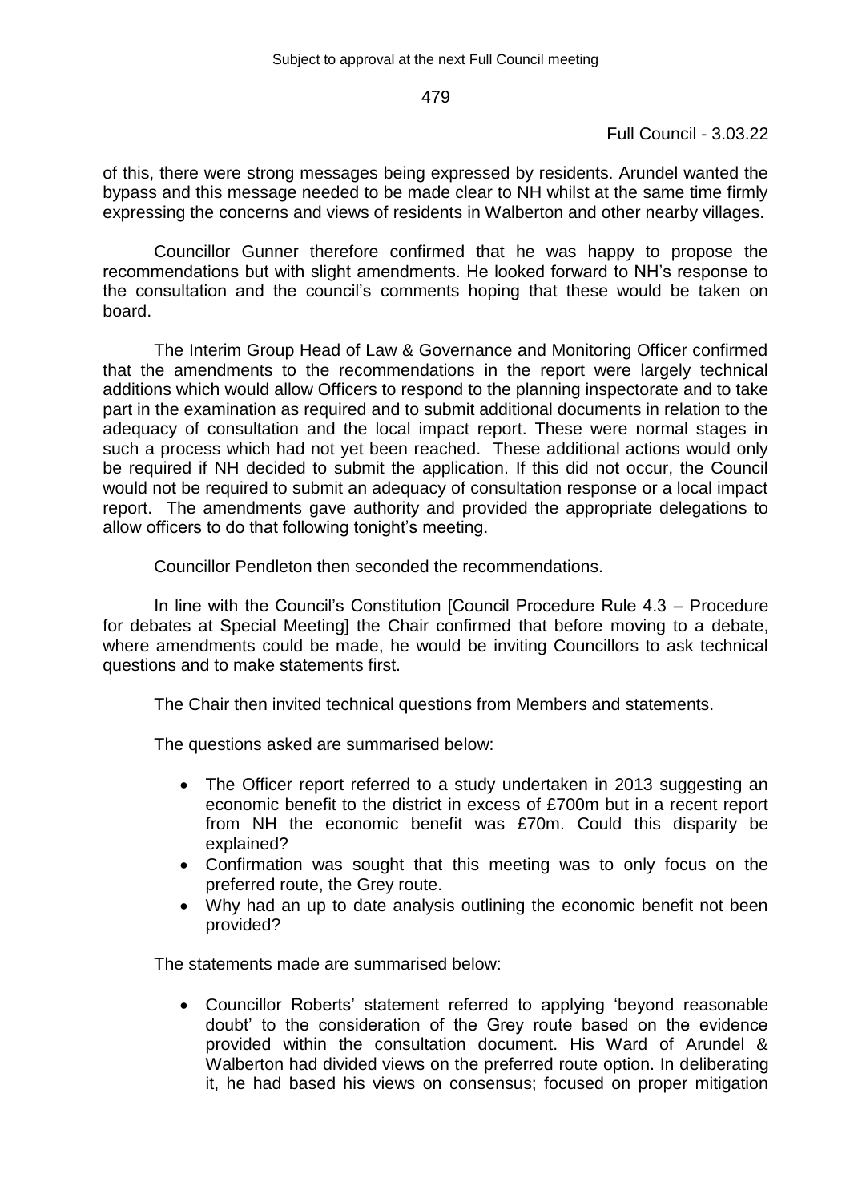of this, there were strong messages being expressed by residents. Arundel wanted the bypass and this message needed to be made clear to NH whilst at the same time firmly expressing the concerns and views of residents in Walberton and other nearby villages.

Councillor Gunner therefore confirmed that he was happy to propose the recommendations but with slight amendments. He looked forward to NH's response to the consultation and the council's comments hoping that these would be taken on board.

The Interim Group Head of Law & Governance and Monitoring Officer confirmed that the amendments to the recommendations in the report were largely technical additions which would allow Officers to respond to the planning inspectorate and to take part in the examination as required and to submit additional documents in relation to the adequacy of consultation and the local impact report. These were normal stages in such a process which had not yet been reached. These additional actions would only be required if NH decided to submit the application. If this did not occur, the Council would not be required to submit an adequacy of consultation response or a local impact report. The amendments gave authority and provided the appropriate delegations to allow officers to do that following tonight's meeting.

Councillor Pendleton then seconded the recommendations.

In line with the Council's Constitution [Council Procedure Rule 4.3 – Procedure for debates at Special Meeting] the Chair confirmed that before moving to a debate, where amendments could be made, he would be inviting Councillors to ask technical questions and to make statements first.

The Chair then invited technical questions from Members and statements.

The questions asked are summarised below:

- The Officer report referred to a study undertaken in 2013 suggesting an economic benefit to the district in excess of £700m but in a recent report from NH the economic benefit was £70m. Could this disparity be explained?
- Confirmation was sought that this meeting was to only focus on the preferred route, the Grey route.
- Why had an up to date analysis outlining the economic benefit not been provided?

The statements made are summarised below:

- Councillor Roberts' statement referred to applying 'beyond reasonable doubt' to the consideration of the Grey route based on the evidence provided within the consultation document. His Ward of Arundel & Walberton had divided views on the preferred route option. In deliberating it, he had based his views on consensus; focused on proper mitigation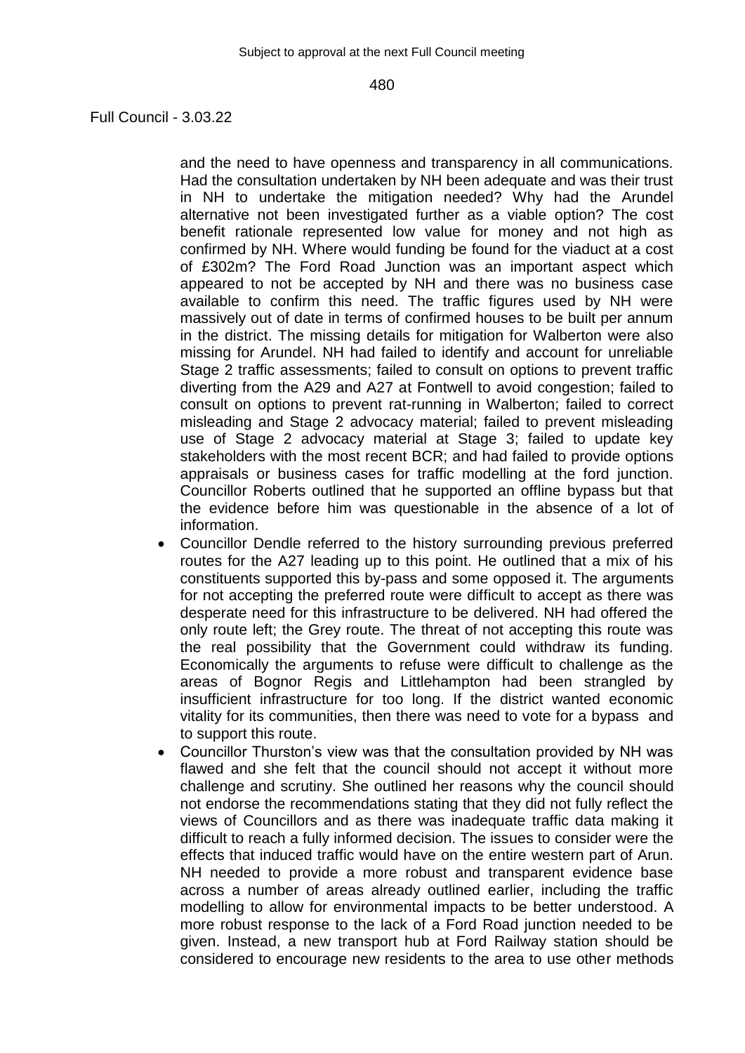and the need to have openness and transparency in all communications. Had the consultation undertaken by NH been adequate and was their trust in NH to undertake the mitigation needed? Why had the Arundel alternative not been investigated further as a viable option? The cost benefit rationale represented low value for money and not high as confirmed by NH. Where would funding be found for the viaduct at a cost of £302m? The Ford Road Junction was an important aspect which appeared to not be accepted by NH and there was no business case available to confirm this need. The traffic figures used by NH were massively out of date in terms of confirmed houses to be built per annum in the district. The missing details for mitigation for Walberton were also missing for Arundel. NH had failed to identify and account for unreliable Stage 2 traffic assessments; failed to consult on options to prevent traffic diverting from the A29 and A27 at Fontwell to avoid congestion; failed to consult on options to prevent rat-running in Walberton; failed to correct misleading and Stage 2 advocacy material; failed to prevent misleading use of Stage 2 advocacy material at Stage 3; failed to update key stakeholders with the most recent BCR; and had failed to provide options appraisals or business cases for traffic modelling at the ford junction. Councillor Roberts outlined that he supported an offline bypass but that the evidence before him was questionable in the absence of a lot of information.

- Councillor Dendle referred to the history surrounding previous preferred routes for the A27 leading up to this point. He outlined that a mix of his constituents supported this by-pass and some opposed it. The arguments for not accepting the preferred route were difficult to accept as there was desperate need for this infrastructure to be delivered. NH had offered the only route left; the Grey route. The threat of not accepting this route was the real possibility that the Government could withdraw its funding. Economically the arguments to refuse were difficult to challenge as the areas of Bognor Regis and Littlehampton had been strangled by insufficient infrastructure for too long. If the district wanted economic vitality for its communities, then there was need to vote for a bypass and to support this route.
- Councillor Thurston's view was that the consultation provided by NH was flawed and she felt that the council should not accept it without more challenge and scrutiny. She outlined her reasons why the council should not endorse the recommendations stating that they did not fully reflect the views of Councillors and as there was inadequate traffic data making it difficult to reach a fully informed decision. The issues to consider were the effects that induced traffic would have on the entire western part of Arun. NH needed to provide a more robust and transparent evidence base across a number of areas already outlined earlier, including the traffic modelling to allow for environmental impacts to be better understood. A more robust response to the lack of a Ford Road junction needed to be given. Instead, a new transport hub at Ford Railway station should be considered to encourage new residents to the area to use other methods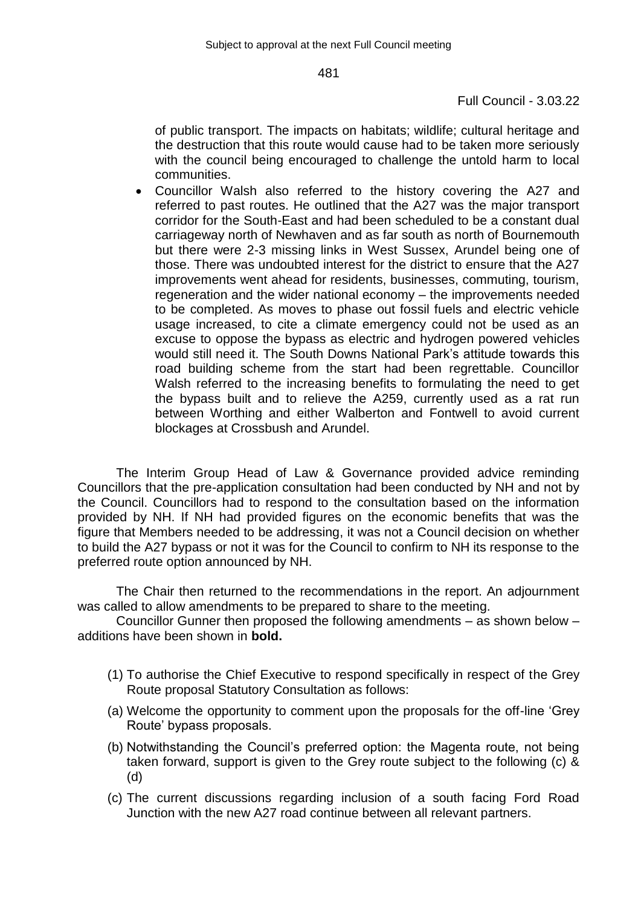of public transport. The impacts on habitats; wildlife; cultural heritage and the destruction that this route would cause had to be taken more seriously with the council being encouraged to challenge the untold harm to local communities.

- Councillor Walsh also referred to the history covering the A27 and referred to past routes. He outlined that the A27 was the major transport corridor for the South-East and had been scheduled to be a constant dual carriageway north of Newhaven and as far south as north of Bournemouth but there were 2-3 missing links in West Sussex, Arundel being one of those. There was undoubted interest for the district to ensure that the A27 improvements went ahead for residents, businesses, commuting, tourism, regeneration and the wider national economy – the improvements needed to be completed. As moves to phase out fossil fuels and electric vehicle usage increased, to cite a climate emergency could not be used as an excuse to oppose the bypass as electric and hydrogen powered vehicles would still need it. The South Downs National Park's attitude towards this road building scheme from the start had been regrettable. Councillor Walsh referred to the increasing benefits to formulating the need to get the bypass built and to relieve the A259, currently used as a rat run between Worthing and either Walberton and Fontwell to avoid current blockages at Crossbush and Arundel.

The Interim Group Head of Law & Governance provided advice reminding Councillors that the pre-application consultation had been conducted by NH and not by the Council. Councillors had to respond to the consultation based on the information provided by NH. If NH had provided figures on the economic benefits that was the figure that Members needed to be addressing, it was not a Council decision on whether to build the A27 bypass or not it was for the Council to confirm to NH its response to the preferred route option announced by NH.

The Chair then returned to the recommendations in the report. An adjournment was called to allow amendments to be prepared to share to the meeting.

Councillor Gunner then proposed the following amendments – as shown below – additions have been shown in **bold.**

(1) To authorise the Chief Executive to respond specifically in respect of the Grey Route proposal Statutory Consultation as follows:

(a) Welcome the opportunity to comment upon the proposals for the off-line 'Grey Route' bypass proposals.

(b) Notwithstanding the Council's preferred option: the Magenta route, not being taken forward, support is given to the Grey route subject to the following (c) & (d)

(c) The current discussions regarding inclusion of a south facing Ford Road Junction with the new A27 road continue between all relevant partners.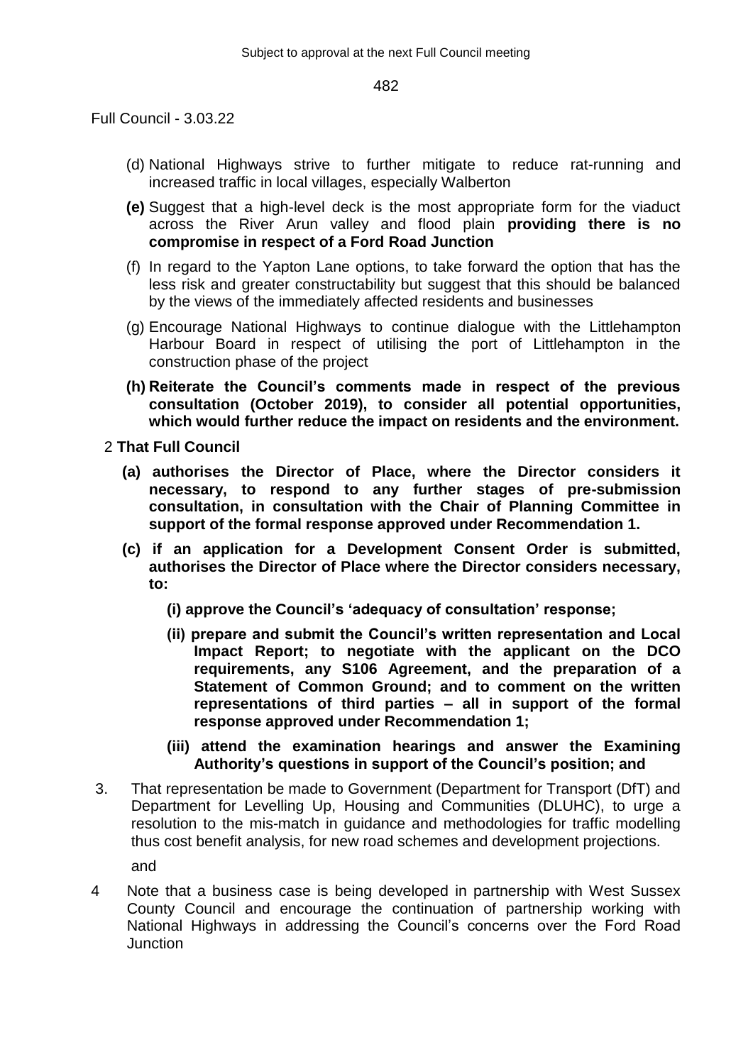Full Council - 3.03.22

(d) National Highways strive to further mitigate to reduce rat-running and increased traffic in local villages, especially Walberton

**(e)** Suggest that a high-level deck is the most appropriate form for the viaduct across the River Arun valley and flood plain **providing there is no compromise in respect of a Ford Road Junction**

(f) In regard to the Yapton Lane options, to take forward the option that has the less risk and greater constructability but suggest that this should be balanced by the views of the immediately affected residents and businesses

(g) Encourage National Highways to continue dialogue with the Littlehampton Harbour Board in respect of utilising the port of Littlehampton in the construction phase of the project

**(h) Reiterate the Council's comments made in respect of the previous consultation (October 2019), to consider all potential opportunities, which would further reduce the impact on residents and the environment.**

2 **That Full Council**

**(a) authorises the Director of Place, where the Director considers it necessary, to respond to any further stages of pre-submission consultation, in consultation with the Chair of Planning Committee in support of the formal response approved under Recommendation 1.**

**(c) if an application for a Development Consent Order is submitted, authorises the Director of Place where the Director considers necessary, to:**

**(i) approve the Council's 'adequacy of consultation' response;**

**(ii) prepare and submit the Council's written representation and Local Impact Report; to negotiate with the applicant on the DCO requirements, any S106 Agreement, and the preparation of a Statement of Common Ground; and to comment on the written representations of third parties – all in support of the formal response approved under Recommendation 1;**

**(iii) attend the examination hearings and answer the Examining Authority's questions in support of the Council's position; and**

3. That representation be made to Government (Department for Transport (DfT) and Department for Levelling Up, Housing and Communities (DLUHC), to urge a resolution to the mis-match in guidance and methodologies for traffic modelling thus cost benefit analysis, for new road schemes and development projections.

and

4 Note that a business case is being developed in partnership with West Sussex County Council and encourage the continuation of partnership working with National Highways in addressing the Council's concerns over the Ford Road Junction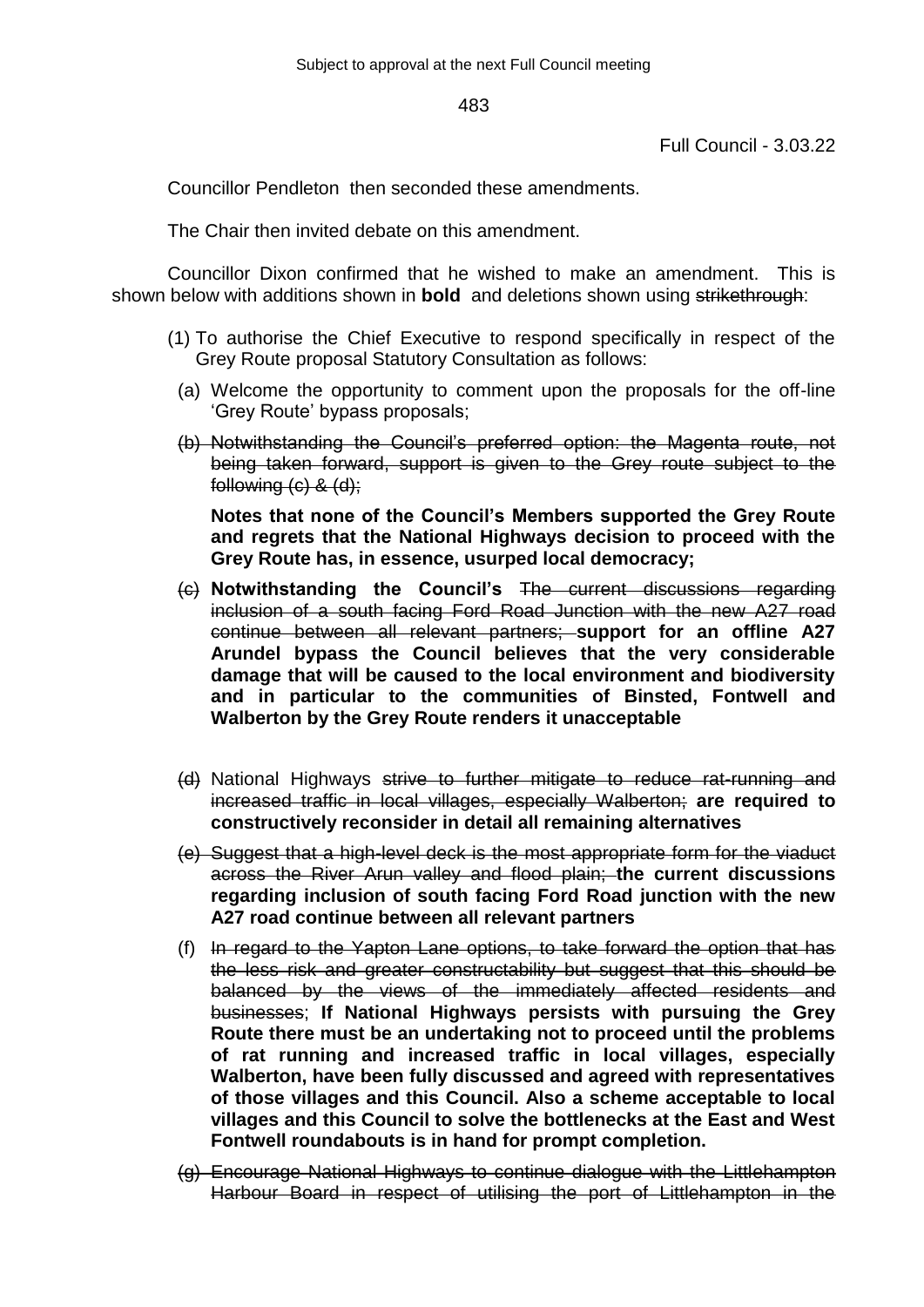Councillor Pendleton then seconded these amendments.

The Chair then invited debate on this amendment.

Councillor Dixon confirmed that he wished to make an amendment. This is shown below with additions shown in **bold** and deletions shown using ~~strikethrough~~:

(1) To authorise the Chief Executive to respond specifically in respect of the Grey Route proposal Statutory Consultation as follows:

(a) Welcome the opportunity to comment upon the proposals for the off-line 'Grey Route' bypass proposals;

~~(b) Notwithstanding the Council's preferred option: the Magenta route, not being taken forward, support is given to the Grey route subject to the following (c) & (d);~~

**Notes that none of the Council's Members supported the Grey Route and regrets that the National Highways decision to proceed with the Grey Route has, in essence, usurped local democracy;**

~~(c)~~ **Notwithstanding the Council's** ~~The current discussions regarding inclusion of a south facing Ford Road Junction with the new A27 road continue between all relevant partners;~~ **support for an offline A27 Arundel bypass the Council believes that the very considerable damage that will be caused to the local environment and biodiversity and in particular to the communities of Binsted, Fontwell and Walberton by the Grey Route renders it unacceptable**

~~(d)~~ National Highways ~~strive to further mitigate to reduce rat-running and increased traffic in local villages, especially Walberton;~~ **are required to constructively reconsider in detail all remaining alternatives**

~~(e) Suggest that a high-level deck is the most appropriate form for the viaduct across the River Arun valley and flood plain;~~ **the current discussions regarding inclusion of south facing Ford Road junction with the new A27 road continue between all relevant partners**

(f) ~~In regard to the Yapton Lane options, to take forward the option that has the less risk and greater constructability but suggest that this should be balanced by the views of the immediately affected residents and businesses~~; **If National Highways persists with pursuing the Grey Route there must be an undertaking not to proceed until the problems of rat running and increased traffic in local villages, especially Walberton, have been fully discussed and agreed with representatives of those villages and this Council. Also a scheme acceptable to local villages and this Council to solve the bottlenecks at the East and West Fontwell roundabouts is in hand for prompt completion.**

~~(g) Encourage National Highways to continue dialogue with the Littlehampton Harbour Board in respect of utilising the port of Littlehampton in the~~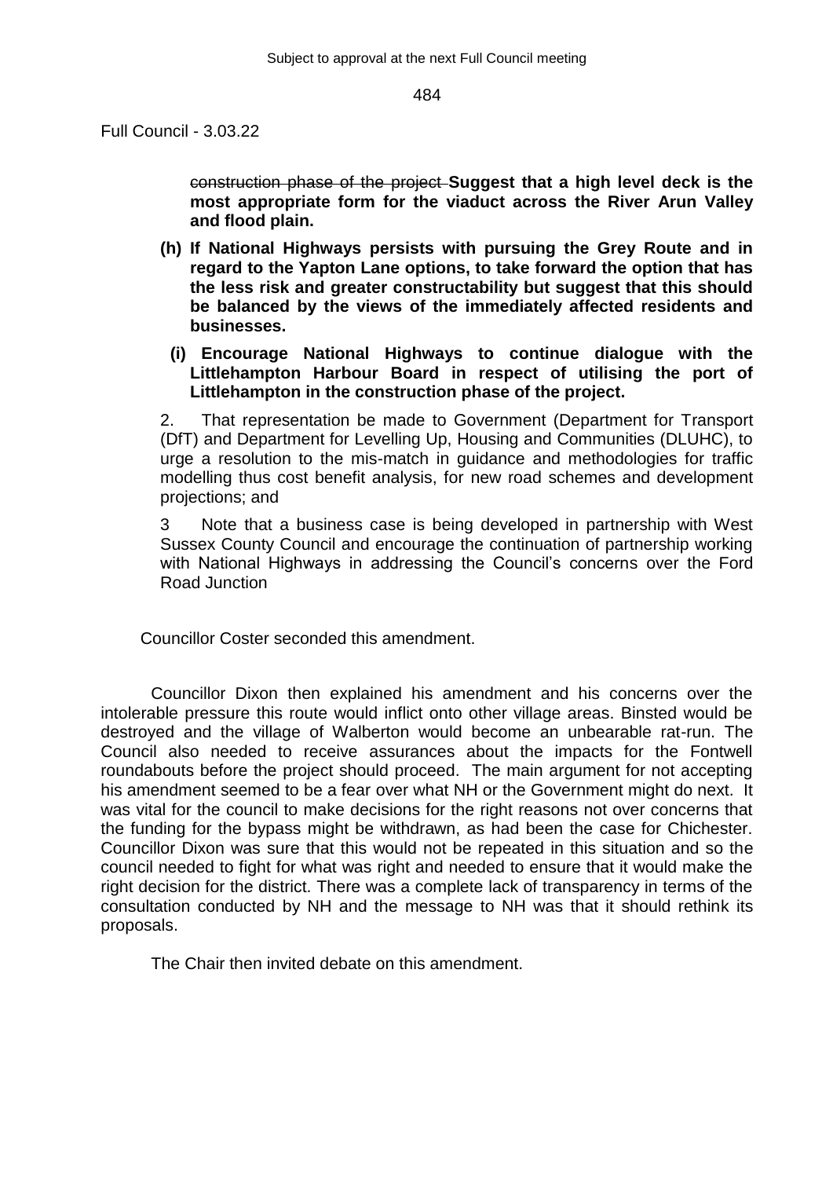~~construction phase of the project~~ **Suggest that a high level deck is the most appropriate form for the viaduct across the River Arun Valley and flood plain.**

**(h) If National Highways persists with pursuing the Grey Route and in regard to the Yapton Lane options, to take forward the option that has the less risk and greater constructability but suggest that this should be balanced by the views of the immediately affected residents and businesses.**

**(i) Encourage National Highways to continue dialogue with the Littlehampton Harbour Board in respect of utilising the port of Littlehampton in the construction phase of the project.**

2. That representation be made to Government (Department for Transport (DfT) and Department for Levelling Up, Housing and Communities (DLUHC), to urge a resolution to the mis-match in guidance and methodologies for traffic modelling thus cost benefit analysis, for new road schemes and development projections; and

3 Note that a business case is being developed in partnership with West Sussex County Council and encourage the continuation of partnership working with National Highways in addressing the Council's concerns over the Ford Road Junction

Councillor Coster seconded this amendment.

Councillor Dixon then explained his amendment and his concerns over the intolerable pressure this route would inflict onto other village areas. Binsted would be destroyed and the village of Walberton would become an unbearable rat-run. The Council also needed to receive assurances about the impacts for the Fontwell roundabouts before the project should proceed. The main argument for not accepting his amendment seemed to be a fear over what NH or the Government might do next. It was vital for the council to make decisions for the right reasons not over concerns that the funding for the bypass might be withdrawn, as had been the case for Chichester. Councillor Dixon was sure that this would not be repeated in this situation and so the council needed to fight for what was right and needed to ensure that it would make the right decision for the district. There was a complete lack of transparency in terms of the consultation conducted by NH and the message to NH was that it should rethink its proposals.

The Chair then invited debate on this amendment.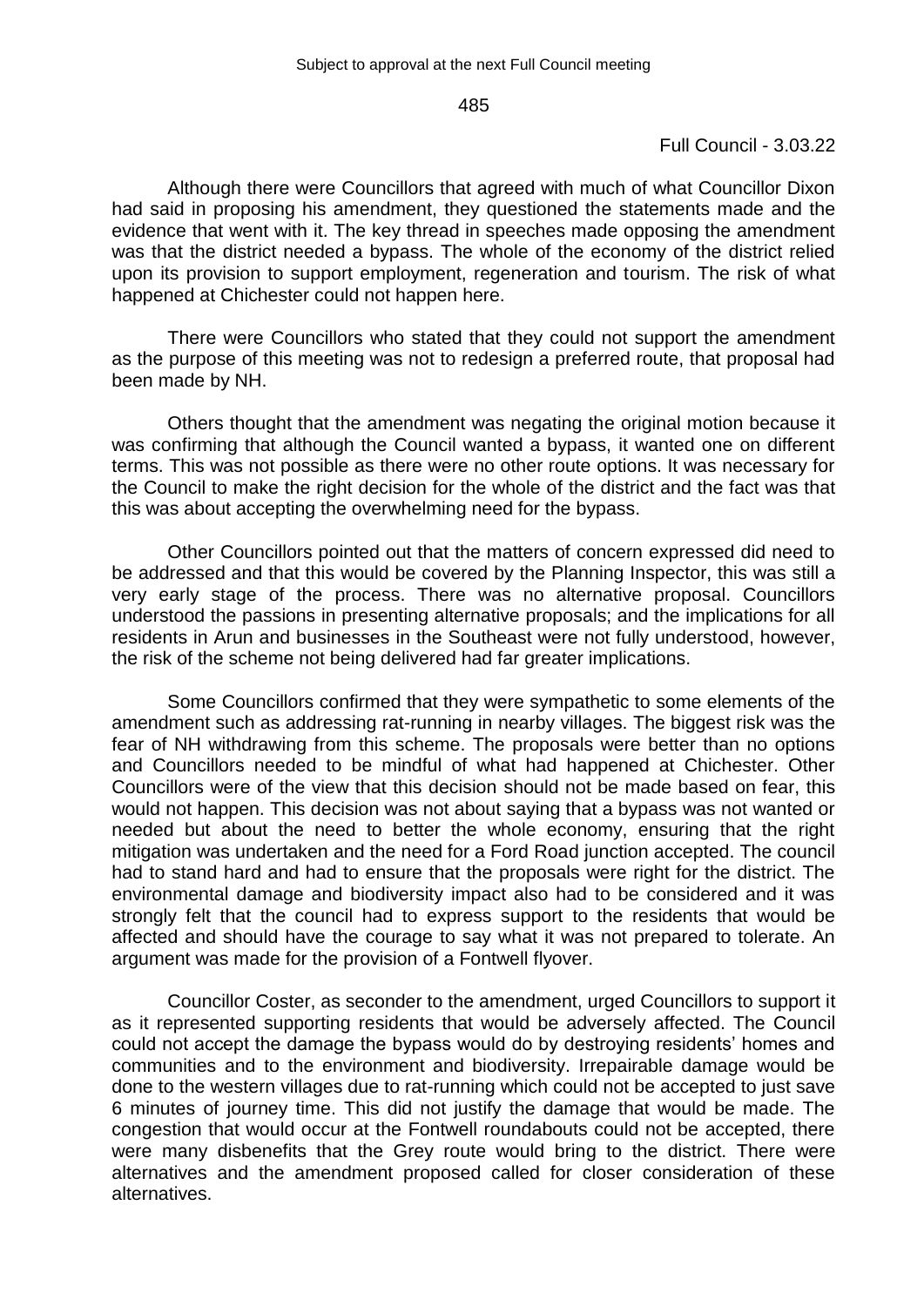Although there were Councillors that agreed with much of what Councillor Dixon had said in proposing his amendment, they questioned the statements made and the evidence that went with it. The key thread in speeches made opposing the amendment was that the district needed a bypass. The whole of the economy of the district relied upon its provision to support employment, regeneration and tourism. The risk of what happened at Chichester could not happen here.

There were Councillors who stated that they could not support the amendment as the purpose of this meeting was not to redesign a preferred route, that proposal had been made by NH.

Others thought that the amendment was negating the original motion because it was confirming that although the Council wanted a bypass, it wanted one on different terms. This was not possible as there were no other route options. It was necessary for the Council to make the right decision for the whole of the district and the fact was that this was about accepting the overwhelming need for the bypass.

Other Councillors pointed out that the matters of concern expressed did need to be addressed and that this would be covered by the Planning Inspector, this was still a very early stage of the process. There was no alternative proposal. Councillors understood the passions in presenting alternative proposals; and the implications for all residents in Arun and businesses in the Southeast were not fully understood, however, the risk of the scheme not being delivered had far greater implications.

Some Councillors confirmed that they were sympathetic to some elements of the amendment such as addressing rat-running in nearby villages. The biggest risk was the fear of NH withdrawing from this scheme. The proposals were better than no options and Councillors needed to be mindful of what had happened at Chichester. Other Councillors were of the view that this decision should not be made based on fear, this would not happen. This decision was not about saying that a bypass was not wanted or needed but about the need to better the whole economy, ensuring that the right mitigation was undertaken and the need for a Ford Road junction accepted. The council had to stand hard and had to ensure that the proposals were right for the district. The environmental damage and biodiversity impact also had to be considered and it was strongly felt that the council had to express support to the residents that would be affected and should have the courage to say what it was not prepared to tolerate. An argument was made for the provision of a Fontwell flyover.

Councillor Coster, as seconder to the amendment, urged Councillors to support it as it represented supporting residents that would be adversely affected. The Council could not accept the damage the bypass would do by destroying residents' homes and communities and to the environment and biodiversity. Irrepairable damage would be done to the western villages due to rat-running which could not be accepted to just save 6 minutes of journey time. This did not justify the damage that would be made. The congestion that would occur at the Fontwell roundabouts could not be accepted, there were many disbenefits that the Grey route would bring to the district. There were alternatives and the amendment proposed called for closer consideration of these alternatives.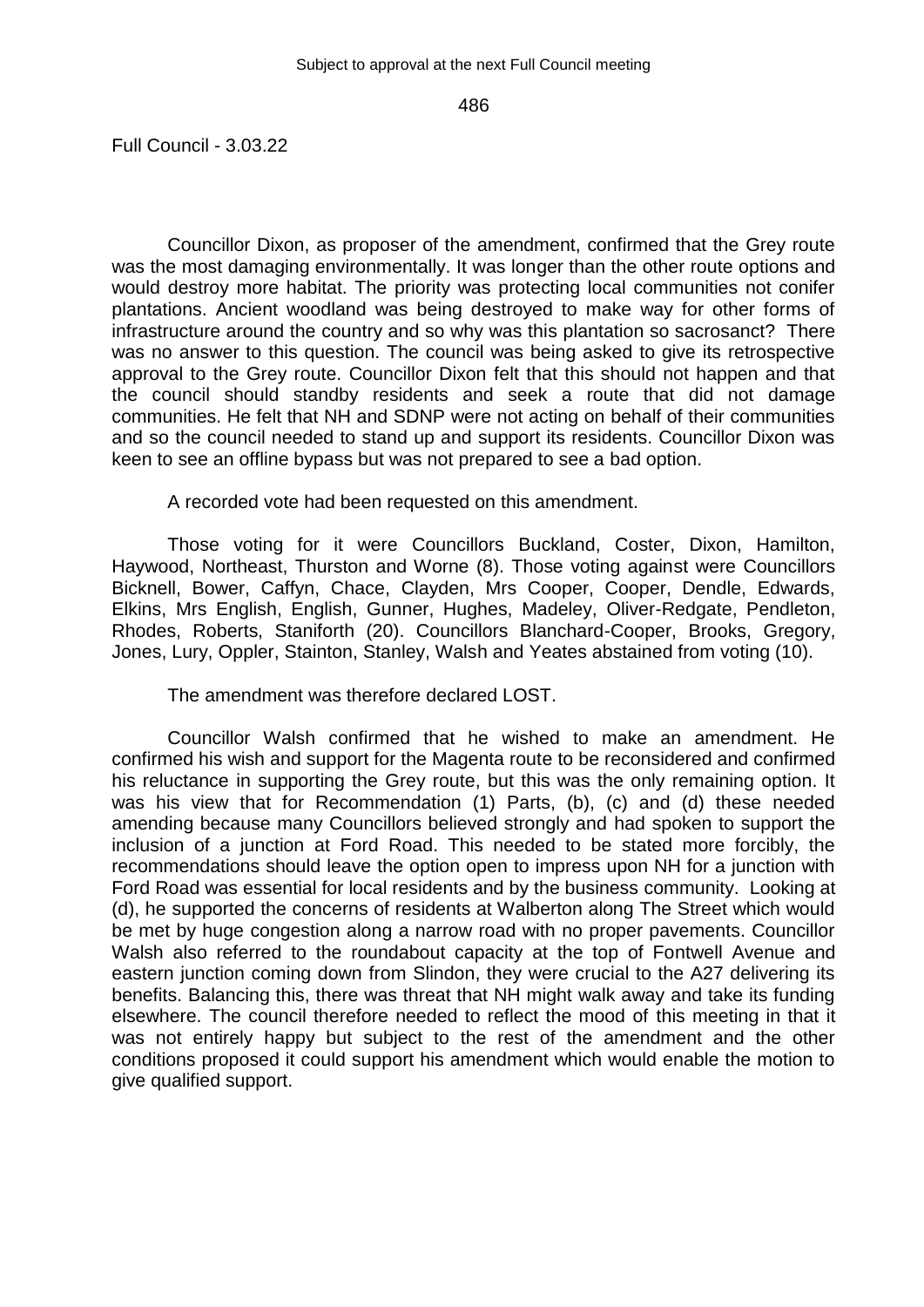Full Council - 3.03.22

Councillor Dixon, as proposer of the amendment, confirmed that the Grey route was the most damaging environmentally. It was longer than the other route options and would destroy more habitat. The priority was protecting local communities not conifer plantations. Ancient woodland was being destroyed to make way for other forms of infrastructure around the country and so why was this plantation so sacrosanct? There was no answer to this question. The council was being asked to give its retrospective approval to the Grey route. Councillor Dixon felt that this should not happen and that the council should standby residents and seek a route that did not damage communities. He felt that NH and SDNP were not acting on behalf of their communities and so the council needed to stand up and support its residents. Councillor Dixon was keen to see an offline bypass but was not prepared to see a bad option.

A recorded vote had been requested on this amendment.

Those voting for it were Councillors Buckland, Coster, Dixon, Hamilton, Haywood, Northeast, Thurston and Worne (8). Those voting against were Councillors Bicknell, Bower, Caffyn, Chace, Clayden, Mrs Cooper, Cooper, Dendle, Edwards, Elkins, Mrs English, English, Gunner, Hughes, Madeley, Oliver-Redgate, Pendleton, Rhodes, Roberts, Staniforth (20). Councillors Blanchard-Cooper, Brooks, Gregory, Jones, Lury, Oppler, Stainton, Stanley, Walsh and Yeates abstained from voting (10).

The amendment was therefore declared LOST.

Councillor Walsh confirmed that he wished to make an amendment. He confirmed his wish and support for the Magenta route to be reconsidered and confirmed his reluctance in supporting the Grey route, but this was the only remaining option. It was his view that for Recommendation (1) Parts, (b), (c) and (d) these needed amending because many Councillors believed strongly and had spoken to support the inclusion of a junction at Ford Road. This needed to be stated more forcibly, the recommendations should leave the option open to impress upon NH for a junction with Ford Road was essential for local residents and by the business community. Looking at (d), he supported the concerns of residents at Walberton along The Street which would be met by huge congestion along a narrow road with no proper pavements. Councillor Walsh also referred to the roundabout capacity at the top of Fontwell Avenue and eastern junction coming down from Slindon, they were crucial to the A27 delivering its benefits. Balancing this, there was threat that NH might walk away and take its funding elsewhere. The council therefore needed to reflect the mood of this meeting in that it was not entirely happy but subject to the rest of the amendment and the other conditions proposed it could support his amendment which would enable the motion to give qualified support.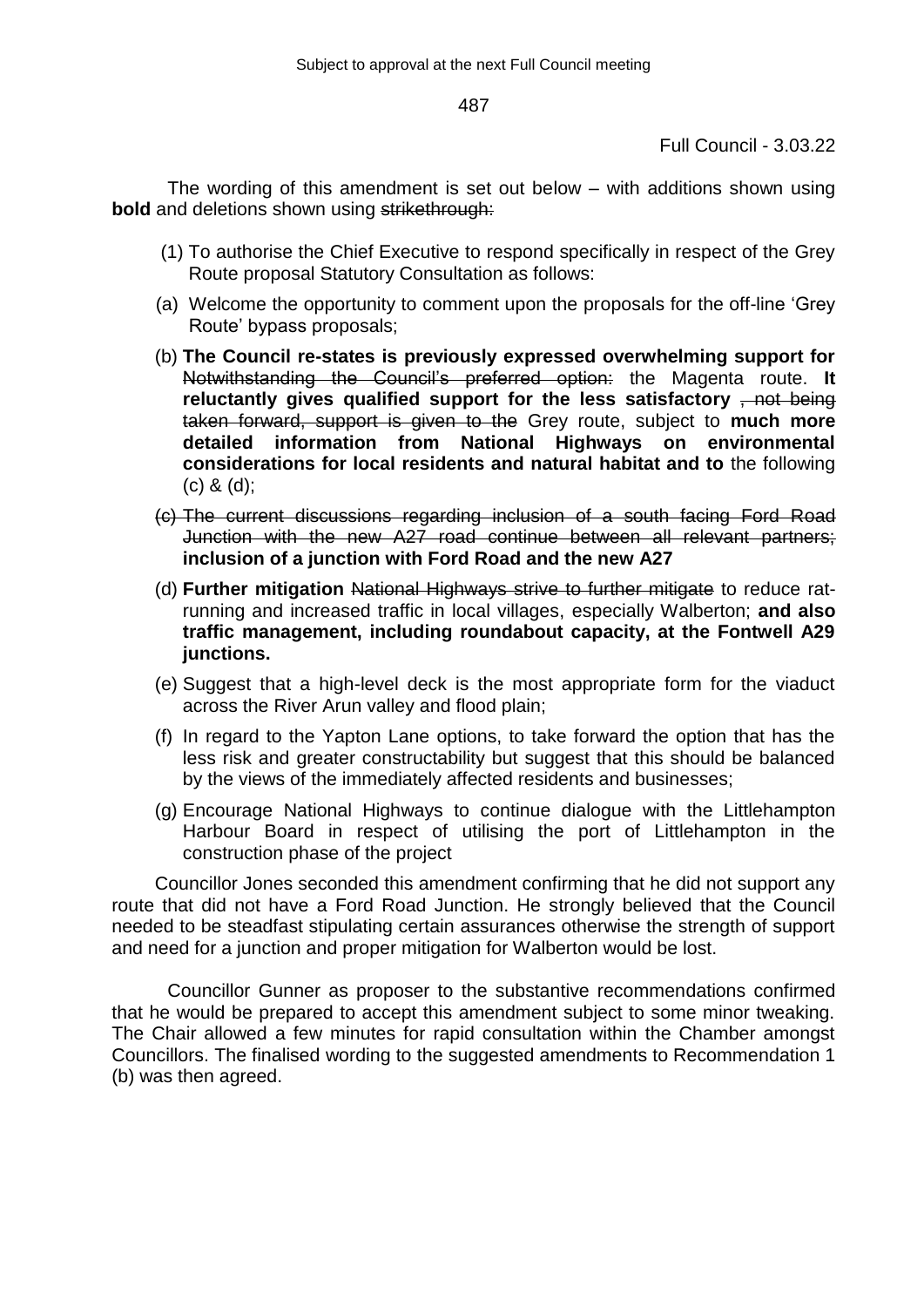The wording of this amendment is set out below – with additions shown using **bold** and deletions shown using ~~strikethrough:~~

(1) To authorise the Chief Executive to respond specifically in respect of the Grey Route proposal Statutory Consultation as follows:

(a) Welcome the opportunity to comment upon the proposals for the off-line 'Grey Route' bypass proposals;

(b) **The Council re-states is previously expressed overwhelming support for** ~~Notwithstanding the Council's preferred option:~~ the Magenta route. **It reluctantly gives qualified support for the less satisfactory** ~~, not being taken forward, support is given to the~~ Grey route, subject to **much more detailed information from National Highways on environmental considerations for local residents and natural habitat and to** the following (c) & (d);

~~(c) The current discussions regarding inclusion of a south facing Ford Road Junction with the new A27 road continue between all relevant partners;~~ **inclusion of a junction with Ford Road and the new A27**

(d) **Further mitigation** ~~National Highways strive to further mitigate~~ to reduce rat-running and increased traffic in local villages, especially Walberton; **and also traffic management, including roundabout capacity, at the Fontwell A29 junctions.**

(e) Suggest that a high-level deck is the most appropriate form for the viaduct across the River Arun valley and flood plain;

(f) In regard to the Yapton Lane options, to take forward the option that has the less risk and greater constructability but suggest that this should be balanced by the views of the immediately affected residents and businesses;

(g) Encourage National Highways to continue dialogue with the Littlehampton Harbour Board in respect of utilising the port of Littlehampton in the construction phase of the project

Councillor Jones seconded this amendment confirming that he did not support any route that did not have a Ford Road Junction. He strongly believed that the Council needed to be steadfast stipulating certain assurances otherwise the strength of support and need for a junction and proper mitigation for Walberton would be lost.

Councillor Gunner as proposer to the substantive recommendations confirmed that he would be prepared to accept this amendment subject to some minor tweaking. The Chair allowed a few minutes for rapid consultation within the Chamber amongst Councillors. The finalised wording to the suggested amendments to Recommendation 1 (b) was then agreed.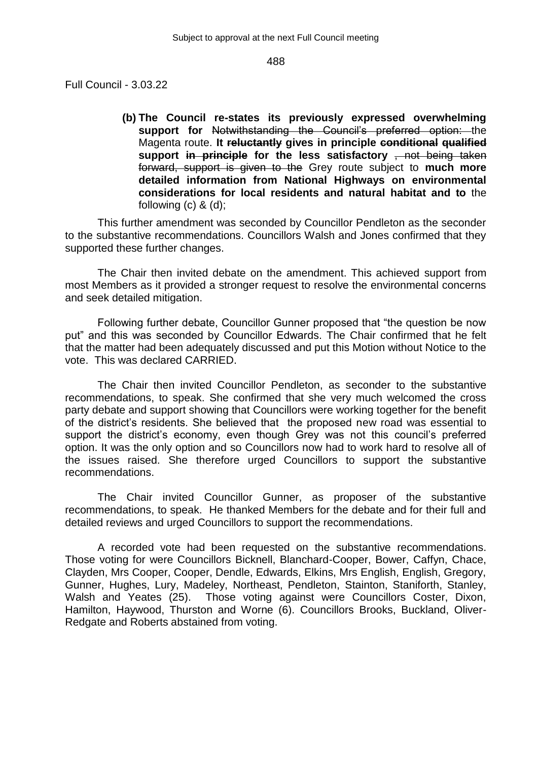**(b) The Council re-states its previously expressed overwhelming support for** ~~Notwithstanding the Council's preferred option:~~ the Magenta route. **It ~~reluctantly~~ gives in principle ~~conditional~~ ~~qualified~~ support ~~in principle~~ for the less satisfactory** ~~, not being taken forward, support is given to the~~ Grey route subject to **much more detailed information from National Highways on environmental considerations for local residents and natural habitat and to** the following (c) & (d);

This further amendment was seconded by Councillor Pendleton as the seconder to the substantive recommendations. Councillors Walsh and Jones confirmed that they supported these further changes.

The Chair then invited debate on the amendment. This achieved support from most Members as it provided a stronger request to resolve the environmental concerns and seek detailed mitigation.

Following further debate, Councillor Gunner proposed that "the question be now put" and this was seconded by Councillor Edwards. The Chair confirmed that he felt that the matter had been adequately discussed and put this Motion without Notice to the vote. This was declared CARRIED.

The Chair then invited Councillor Pendleton, as seconder to the substantive recommendations, to speak. She confirmed that she very much welcomed the cross party debate and support showing that Councillors were working together for the benefit of the district's residents. She believed that the proposed new road was essential to support the district's economy, even though Grey was not this council's preferred option. It was the only option and so Councillors now had to work hard to resolve all of the issues raised. She therefore urged Councillors to support the substantive recommendations.

The Chair invited Councillor Gunner, as proposer of the substantive recommendations, to speak. He thanked Members for the debate and for their full and detailed reviews and urged Councillors to support the recommendations.

A recorded vote had been requested on the substantive recommendations. Those voting for were Councillors Bicknell, Blanchard-Cooper, Bower, Caffyn, Chace, Clayden, Mrs Cooper, Cooper, Dendle, Edwards, Elkins, Mrs English, English, Gregory, Gunner, Hughes, Lury, Madeley, Northeast, Pendleton, Stainton, Staniforth, Stanley, Walsh and Yeates (25). Those voting against were Councillors Coster, Dixon, Hamilton, Haywood, Thurston and Worne (6). Councillors Brooks, Buckland, Oliver-Redgate and Roberts abstained from voting.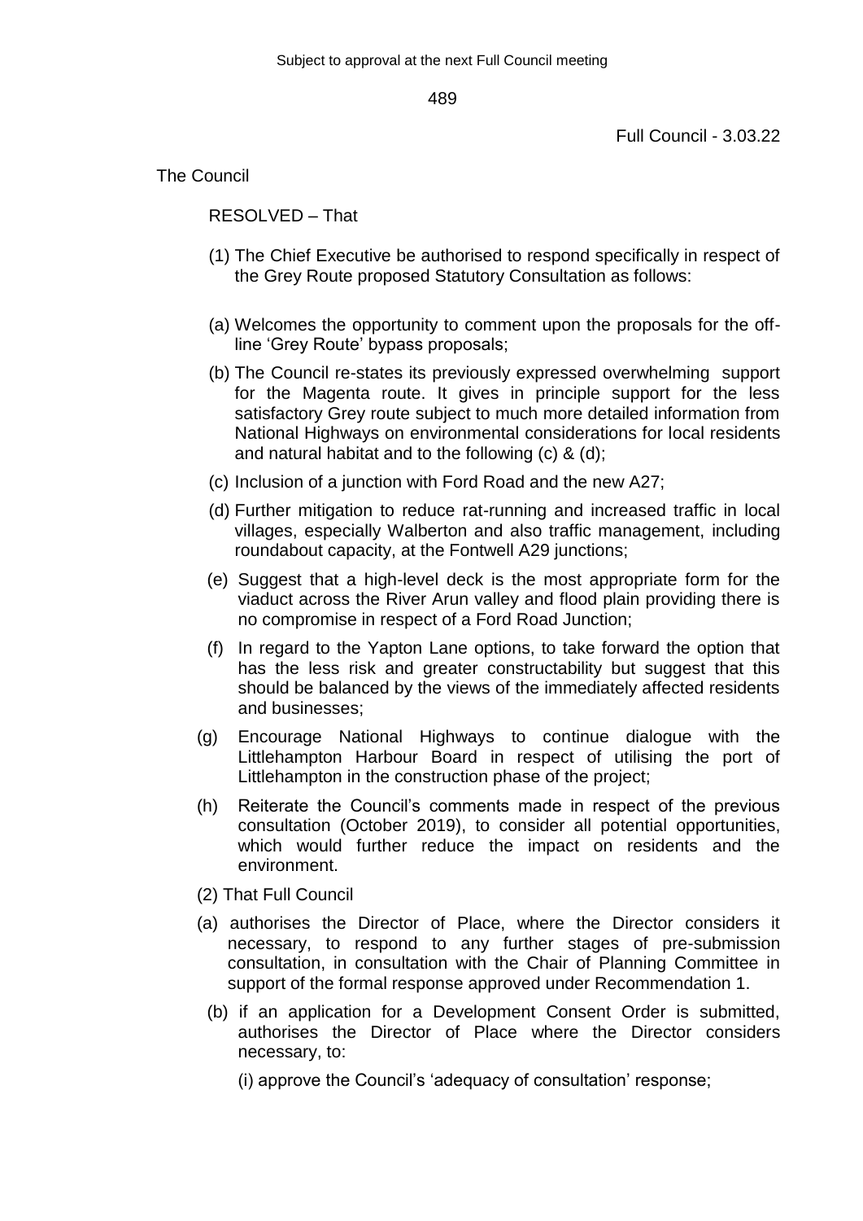The Council

RESOLVED – That

(1) The Chief Executive be authorised to respond specifically in respect of the Grey Route proposed Statutory Consultation as follows:

(a) Welcomes the opportunity to comment upon the proposals for the off-line 'Grey Route' bypass proposals;

(b) The Council re-states its previously expressed overwhelming support for the Magenta route. It gives in principle support for the less satisfactory Grey route subject to much more detailed information from National Highways on environmental considerations for local residents and natural habitat and to the following (c) & (d);

(c) Inclusion of a junction with Ford Road and the new A27;

(d) Further mitigation to reduce rat-running and increased traffic in local villages, especially Walberton and also traffic management, including roundabout capacity, at the Fontwell A29 junctions;

(e) Suggest that a high-level deck is the most appropriate form for the viaduct across the River Arun valley and flood plain providing there is no compromise in respect of a Ford Road Junction;

(f) In regard to the Yapton Lane options, to take forward the option that has the less risk and greater constructability but suggest that this should be balanced by the views of the immediately affected residents and businesses;

(g) Encourage National Highways to continue dialogue with the Littlehampton Harbour Board in respect of utilising the port of Littlehampton in the construction phase of the project;

(h) Reiterate the Council's comments made in respect of the previous consultation (October 2019), to consider all potential opportunities, which would further reduce the impact on residents and the environment.

(2) That Full Council

(a) authorises the Director of Place, where the Director considers it necessary, to respond to any further stages of pre-submission consultation, in consultation with the Chair of Planning Committee in support of the formal response approved under Recommendation 1.

(b) if an application for a Development Consent Order is submitted, authorises the Director of Place where the Director considers necessary, to:

(i) approve the Council's 'adequacy of consultation' response;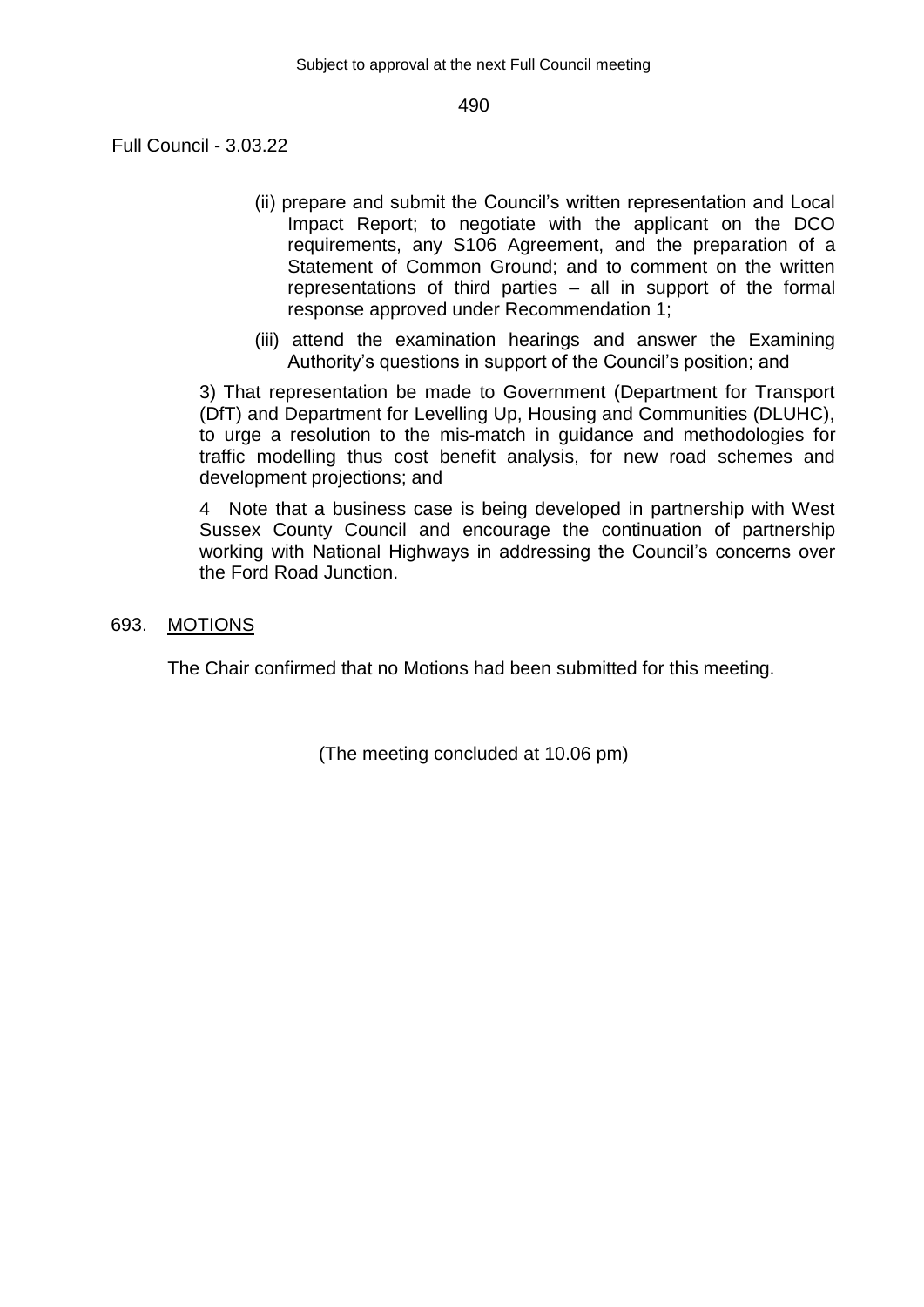Full Council - 3.03.22

(ii) prepare and submit the Council's written representation and Local Impact Report; to negotiate with the applicant on the DCO requirements, any S106 Agreement, and the preparation of a Statement of Common Ground; and to comment on the written representations of third parties – all in support of the formal response approved under Recommendation 1;

(iii) attend the examination hearings and answer the Examining Authority's questions in support of the Council's position; and

3) That representation be made to Government (Department for Transport (DfT) and Department for Levelling Up, Housing and Communities (DLUHC), to urge a resolution to the mis-match in guidance and methodologies for traffic modelling thus cost benefit analysis, for new road schemes and development projections; and

4 Note that a business case is being developed in partnership with West Sussex County Council and encourage the continuation of partnership working with National Highways in addressing the Council's concerns over the Ford Road Junction.

693. <u>MOTIONS</u>

The Chair confirmed that no Motions had been submitted for this meeting.

(The meeting concluded at 10.06 pm)